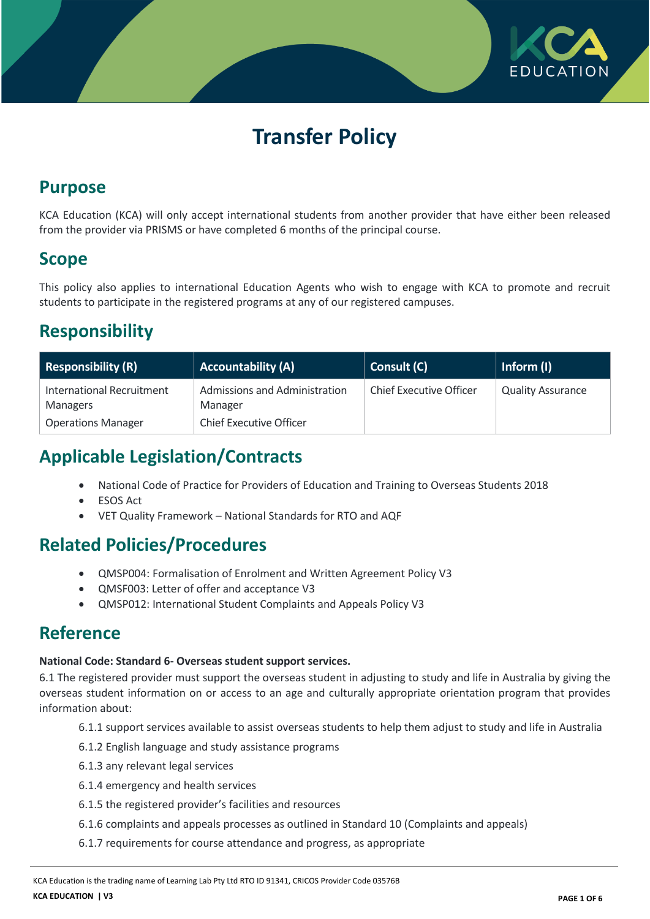# Transfer Policy

## Purpose

KCA Education (KCA) will only accept international students from another provider that have either been released from the provider via PRISMS or have completed 6 months of the principal course.

## Scope

This policy also applies to international Education Agents who wish to engage with KCA to promote and recruit students to participate in the registered programs at any of our registered campuses.

## Responsibility

| Responsibility (R) | Accountability (A) | Consult (C) | Inform (I) |
|---|---|---|---|
| International Recruitment Managers<br>Operations Manager | Admissions and Administration Manager<br>Chief Executive Officer | Chief Executive Officer | Quality Assurance |

## Applicable Legislation/Contracts

- National Code of Practice for Providers of Education and Training to Overseas Students 2018
- ESOS Act
- VET Quality Framework – National Standards for RTO and AQF

## Related Policies/Procedures

- QMSP004: Formalisation of Enrolment and Written Agreement Policy V3
- QMSF003: Letter of offer and acceptance V3
- QMSP012: International Student Complaints and Appeals Policy V3

## Reference

**National Code: Standard 6- Overseas student support services.**

6.1 The registered provider must support the overseas student in adjusting to study and life in Australia by giving the overseas student information on or access to an age and culturally appropriate orientation program that provides information about:

6.1.1 support services available to assist overseas students to help them adjust to study and life in Australia

6.1.2 English language and study assistance programs

6.1.3 any relevant legal services

6.1.4 emergency and health services

6.1.5 the registered provider's facilities and resources

6.1.6 complaints and appeals processes as outlined in Standard 10 (Complaints and appeals)

6.1.7 requirements for course attendance and progress, as appropriate

KCA Education is the trading name of Learning Lab Pty Ltd RTO ID 91341, CRICOS Provider Code 03576B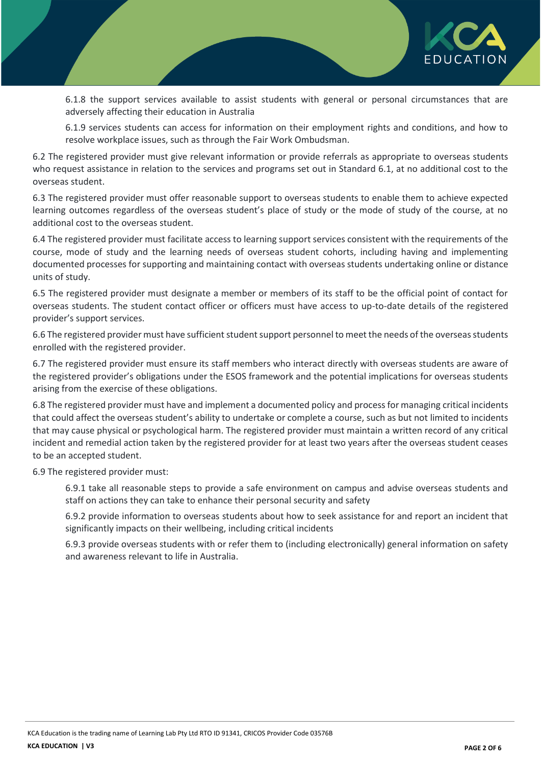6.1.8 the support services available to assist students with general or personal circumstances that are adversely affecting their education in Australia

6.1.9 services students can access for information on their employment rights and conditions, and how to resolve workplace issues, such as through the Fair Work Ombudsman.

6.2 The registered provider must give relevant information or provide referrals as appropriate to overseas students who request assistance in relation to the services and programs set out in Standard 6.1, at no additional cost to the overseas student.

6.3 The registered provider must offer reasonable support to overseas students to enable them to achieve expected learning outcomes regardless of the overseas student's place of study or the mode of study of the course, at no additional cost to the overseas student.

6.4 The registered provider must facilitate access to learning support services consistent with the requirements of the course, mode of study and the learning needs of overseas student cohorts, including having and implementing documented processes for supporting and maintaining contact with overseas students undertaking online or distance units of study.

6.5 The registered provider must designate a member or members of its staff to be the official point of contact for overseas students. The student contact officer or officers must have access to up-to-date details of the registered provider's support services.

6.6 The registered provider must have sufficient student support personnel to meet the needs of the overseas students enrolled with the registered provider.

6.7 The registered provider must ensure its staff members who interact directly with overseas students are aware of the registered provider's obligations under the ESOS framework and the potential implications for overseas students arising from the exercise of these obligations.

6.8 The registered provider must have and implement a documented policy and process for managing critical incidents that could affect the overseas student's ability to undertake or complete a course, such as but not limited to incidents that may cause physical or psychological harm. The registered provider must maintain a written record of any critical incident and remedial action taken by the registered provider for at least two years after the overseas student ceases to be an accepted student.

6.9 The registered provider must:

6.9.1 take all reasonable steps to provide a safe environment on campus and advise overseas students and staff on actions they can take to enhance their personal security and safety

6.9.2 provide information to overseas students about how to seek assistance for and report an incident that significantly impacts on their wellbeing, including critical incidents

6.9.3 provide overseas students with or refer them to (including electronically) general information on safety and awareness relevant to life in Australia.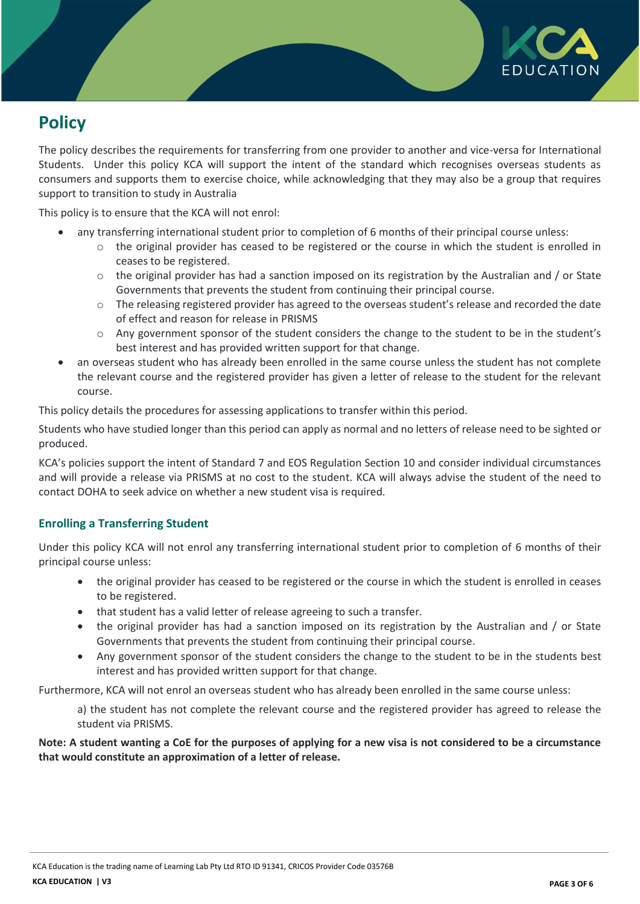# Policy

The policy describes the requirements for transferring from one provider to another and vice-versa for International Students. Under this policy KCA will support the intent of the standard which recognises overseas students as consumers and supports them to exercise choice, while acknowledging that they may also be a group that requires support to transition to study in Australia

This policy is to ensure that the KCA will not enrol:

- any transferring international student prior to completion of 6 months of their principal course unless:
  - the original provider has ceased to be registered or the course in which the student is enrolled in ceases to be registered.
  - the original provider has had a sanction imposed on its registration by the Australian and / or State Governments that prevents the student from continuing their principal course.
  - The releasing registered provider has agreed to the overseas student's release and recorded the date of effect and reason for release in PRISMS
  - Any government sponsor of the student considers the change to the student to be in the student's best interest and has provided written support for that change.
- an overseas student who has already been enrolled in the same course unless the student has not complete the relevant course and the registered provider has given a letter of release to the student for the relevant course.

This policy details the procedures for assessing applications to transfer within this period.

Students who have studied longer than this period can apply as normal and no letters of release need to be sighted or produced.

KCA's policies support the intent of Standard 7 and EOS Regulation Section 10 and consider individual circumstances and will provide a release via PRISMS at no cost to the student. KCA will always advise the student of the need to contact DOHA to seek advice on whether a new student visa is required.

### Enrolling a Transferring Student

Under this policy KCA will not enrol any transferring international student prior to completion of 6 months of their principal course unless:

- the original provider has ceased to be registered or the course in which the student is enrolled in ceases to be registered.
- that student has a valid letter of release agreeing to such a transfer.
- the original provider has had a sanction imposed on its registration by the Australian and / or State Governments that prevents the student from continuing their principal course.
- Any government sponsor of the student considers the change to the student to be in the students best interest and has provided written support for that change.

Furthermore, KCA will not enrol an overseas student who has already been enrolled in the same course unless:

a) the student has not complete the relevant course and the registered provider has agreed to release the student via PRISMS.

**Note: A student wanting a CoE for the purposes of applying for a new visa is not considered to be a circumstance that would constitute an approximation of a letter of release.**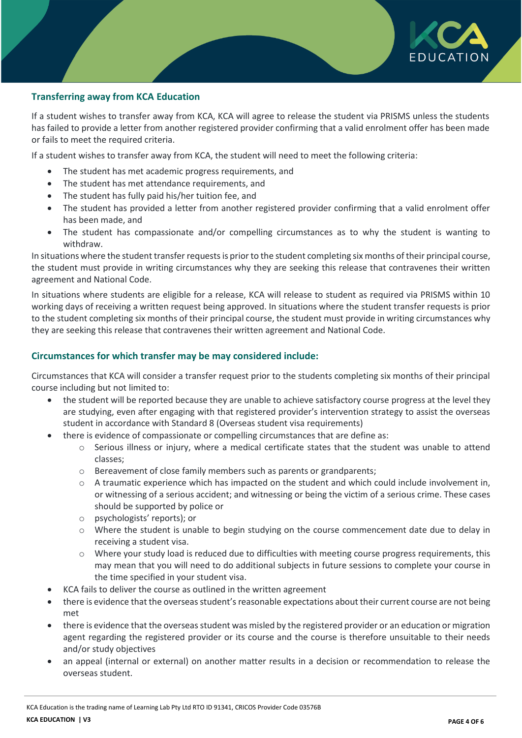## Transferring away from KCA Education

If a student wishes to transfer away from KCA, KCA will agree to release the student via PRISMS unless the students has failed to provide a letter from another registered provider confirming that a valid enrolment offer has been made or fails to meet the required criteria.

If a student wishes to transfer away from KCA, the student will need to meet the following criteria:

- The student has met academic progress requirements, and
- The student has met attendance requirements, and
- The student has fully paid his/her tuition fee, and
- The student has provided a letter from another registered provider confirming that a valid enrolment offer has been made, and
- The student has compassionate and/or compelling circumstances as to why the student is wanting to withdraw.

In situations where the student transfer requests is prior to the student completing six months of their principal course, the student must provide in writing circumstances why they are seeking this release that contravenes their written agreement and National Code.

In situations where students are eligible for a release, KCA will release to student as required via PRISMS within 10 working days of receiving a written request being approved. In situations where the student transfer requests is prior to the student completing six months of their principal course, the student must provide in writing circumstances why they are seeking this release that contravenes their written agreement and National Code.

## Circumstances for which transfer may be may considered include:

Circumstances that KCA will consider a transfer request prior to the students completing six months of their principal course including but not limited to:

- the student will be reported because they are unable to achieve satisfactory course progress at the level they are studying, even after engaging with that registered provider's intervention strategy to assist the overseas student in accordance with Standard 8 (Overseas student visa requirements)
- there is evidence of compassionate or compelling circumstances that are define as:
    - Serious illness or injury, where a medical certificate states that the student was unable to attend classes;
    - Bereavement of close family members such as parents or grandparents;
    - A traumatic experience which has impacted on the student and which could include involvement in, or witnessing of a serious accident; and witnessing or being the victim of a serious crime. These cases should be supported by police or
    - psychologists' reports); or
    - Where the student is unable to begin studying on the course commencement date due to delay in receiving a student visa.
    - Where your study load is reduced due to difficulties with meeting course progress requirements, this may mean that you will need to do additional subjects in future sessions to complete your course in the time specified in your student visa.
- KCA fails to deliver the course as outlined in the written agreement
- there is evidence that the overseas student's reasonable expectations about their current course are not being met
- there is evidence that the overseas student was misled by the registered provider or an education or migration agent regarding the registered provider or its course and the course is therefore unsuitable to their needs and/or study objectives
- an appeal (internal or external) on another matter results in a decision or recommendation to release the overseas student.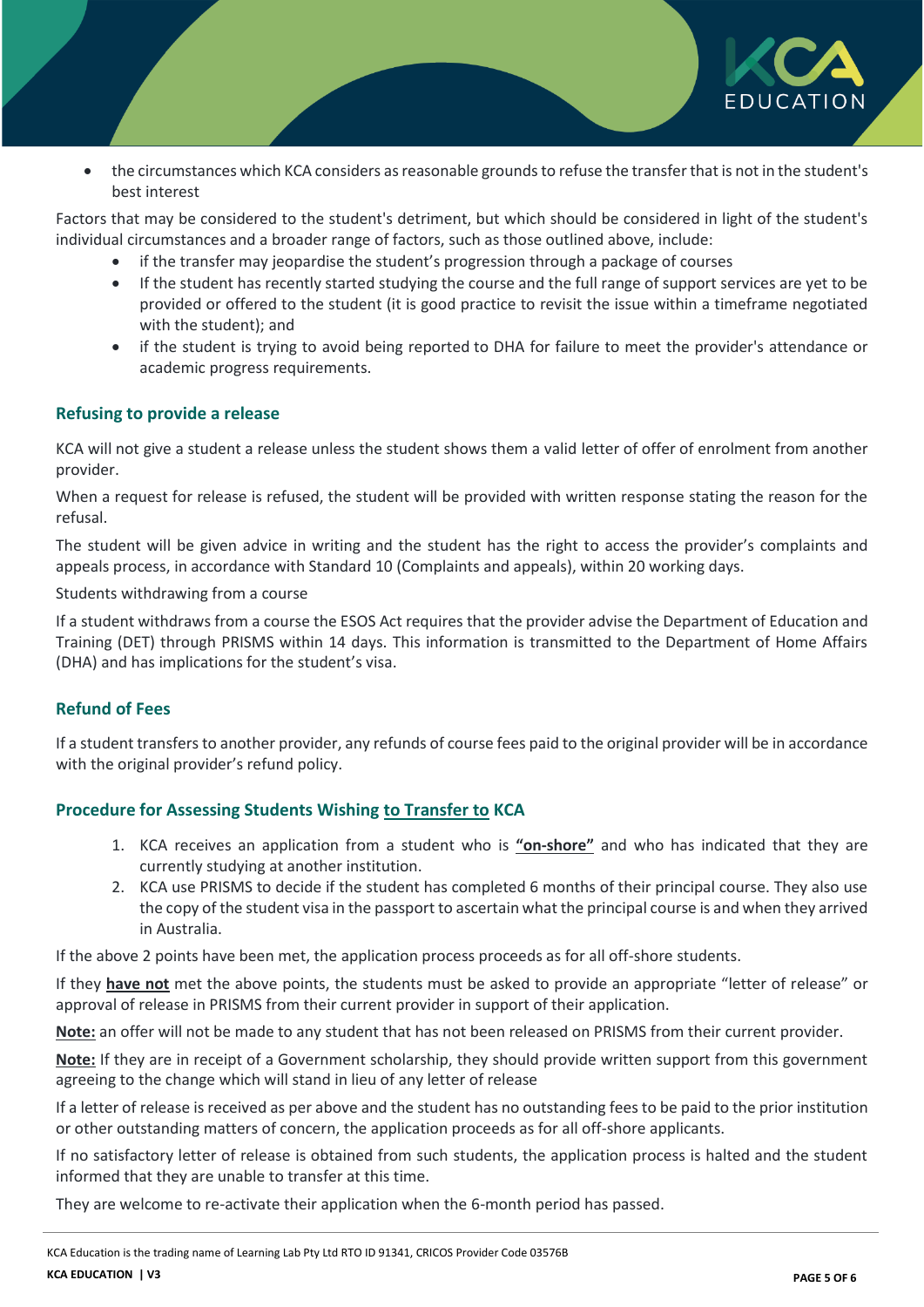- the circumstances which KCA considers as reasonable grounds to refuse the transfer that is not in the student's best interest

Factors that may be considered to the student's detriment, but which should be considered in light of the student's individual circumstances and a broader range of factors, such as those outlined above, include:

- if the transfer may jeopardise the student's progression through a package of courses
- If the student has recently started studying the course and the full range of support services are yet to be provided or offered to the student (it is good practice to revisit the issue within a timeframe negotiated with the student); and
- if the student is trying to avoid being reported to DHA for failure to meet the provider's attendance or academic progress requirements.

### Refusing to provide a release

KCA will not give a student a release unless the student shows them a valid letter of offer of enrolment from another provider.

When a request for release is refused, the student will be provided with written response stating the reason for the refusal.

The student will be given advice in writing and the student has the right to access the provider's complaints and appeals process, in accordance with Standard 10 (Complaints and appeals), within 20 working days.

Students withdrawing from a course

If a student withdraws from a course the ESOS Act requires that the provider advise the Department of Education and Training (DET) through PRISMS within 14 days. This information is transmitted to the Department of Home Affairs (DHA) and has implications for the student's visa.

### Refund of Fees

If a student transfers to another provider, any refunds of course fees paid to the original provider will be in accordance with the original provider's refund policy.

### Procedure for Assessing Students Wishing <u>to Transfer to</u> KCA

1. KCA receives an application from a student who is **<u>"on-shore"</u>** and who has indicated that they are currently studying at another institution.
2. KCA use PRISMS to decide if the student has completed 6 months of their principal course. They also use the copy of the student visa in the passport to ascertain what the principal course is and when they arrived in Australia.

If the above 2 points have been met, the application process proceeds as for all off-shore students.

If they **<u>have not</u>** met the above points, the students must be asked to provide an appropriate "letter of release" or approval of release in PRISMS from their current provider in support of their application.

**<u>Note:</u>** an offer will not be made to any student that has not been released on PRISMS from their current provider.

**<u>Note:</u>** If they are in receipt of a Government scholarship, they should provide written support from this government agreeing to the change which will stand in lieu of any letter of release

If a letter of release is received as per above and the student has no outstanding fees to be paid to the prior institution or other outstanding matters of concern, the application proceeds as for all off-shore applicants.

If no satisfactory letter of release is obtained from such students, the application process is halted and the student informed that they are unable to transfer at this time.

They are welcome to re-activate their application when the 6-month period has passed.

KCA Education is the trading name of Learning Lab Pty Ltd RTO ID 91341, CRICOS Provider Code 03576B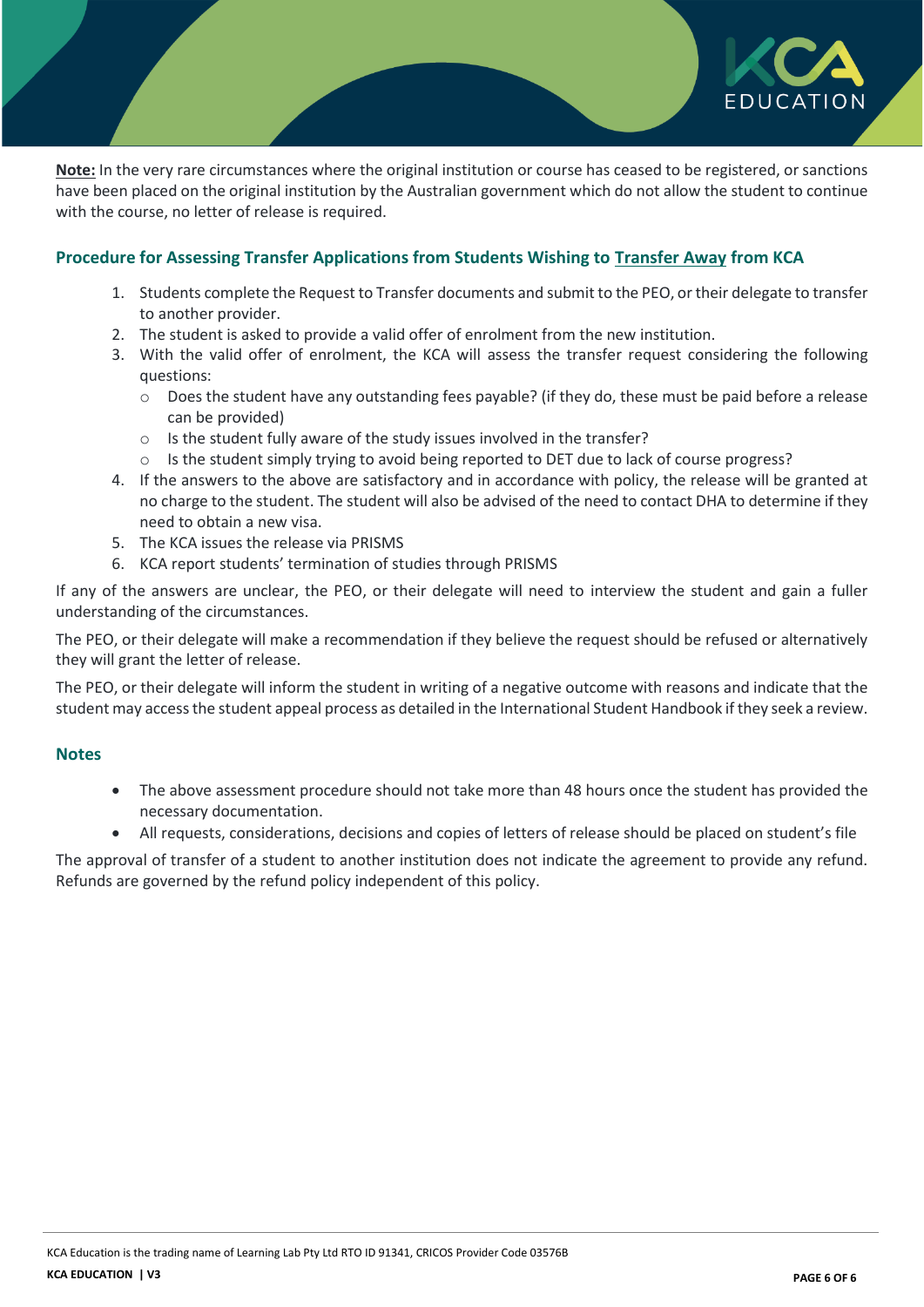**Note:** In the very rare circumstances where the original institution or course has ceased to be registered, or sanctions have been placed on the original institution by the Australian government which do not allow the student to continue with the course, no letter of release is required.

### Procedure for Assessing Transfer Applications from Students Wishing to Transfer Away from KCA

1. Students complete the Request to Transfer documents and submit to the PEO, or their delegate to transfer to another provider.
2. The student is asked to provide a valid offer of enrolment from the new institution.
3. With the valid offer of enrolment, the KCA will assess the transfer request considering the following questions:
   - Does the student have any outstanding fees payable? (if they do, these must be paid before a release can be provided)
   - Is the student fully aware of the study issues involved in the transfer?
   - Is the student simply trying to avoid being reported to DET due to lack of course progress?
4. If the answers to the above are satisfactory and in accordance with policy, the release will be granted at no charge to the student. The student will also be advised of the need to contact DHA to determine if they need to obtain a new visa.
5. The KCA issues the release via PRISMS
6. KCA report students' termination of studies through PRISMS

If any of the answers are unclear, the PEO, or their delegate will need to interview the student and gain a fuller understanding of the circumstances.

The PEO, or their delegate will make a recommendation if they believe the request should be refused or alternatively they will grant the letter of release.

The PEO, or their delegate will inform the student in writing of a negative outcome with reasons and indicate that the student may access the student appeal process as detailed in the International Student Handbook if they seek a review.

### Notes

- The above assessment procedure should not take more than 48 hours once the student has provided the necessary documentation.
- All requests, considerations, decisions and copies of letters of release should be placed on student's file

The approval of transfer of a student to another institution does not indicate the agreement to provide any refund. Refunds are governed by the refund policy independent of this policy.